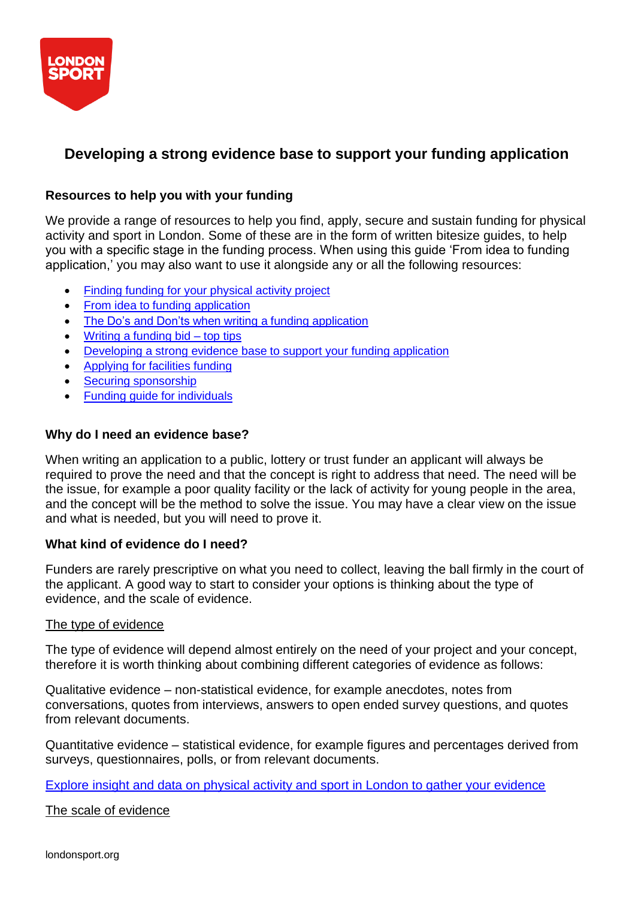# Developing a strong evidence base to support your funding application

## Resources to help you with your funding

We provide a range of resources to help you find, apply, secure and sustain funding for physical activity and sport in London. Some of these are in the form of written bitesize guides, to help you with a specific stage in the funding process. When using this guide 'From idea to funding application,' you may also want to use it alongside any or all the following resources:

- Finding funding for your physical activity project
- From idea to funding application
- The Do's and Don'ts when writing a funding application
- Writing a funding bid – top tips
- Developing a strong evidence base to support your funding application
- Applying for facilities funding
- Securing sponsorship
- Funding guide for individuals

## Why do I need an evidence base?

When writing an application to a public, lottery or trust funder an applicant will always be required to prove the need and that the concept is right to address that need. The need will be the issue, for example a poor quality facility or the lack of activity for young people in the area, and the concept will be the method to solve the issue. You may have a clear view on the issue and what is needed, but you will need to prove it.

## What kind of evidence do I need?

Funders are rarely prescriptive on what you need to collect, leaving the ball firmly in the court of the applicant. A good way to start to consider your options is thinking about the type of evidence, and the scale of evidence.

### The type of evidence

The type of evidence will depend almost entirely on the need of your project and your concept, therefore it is worth thinking about combining different categories of evidence as follows:

Qualitative evidence – non-statistical evidence, for example anecdotes, notes from conversations, quotes from interviews, answers to open ended survey questions, and quotes from relevant documents.

Quantitative evidence – statistical evidence, for example figures and percentages derived from surveys, questionnaires, polls, or from relevant documents.

Explore insight and data on physical activity and sport in London to gather your evidence

### The scale of evidence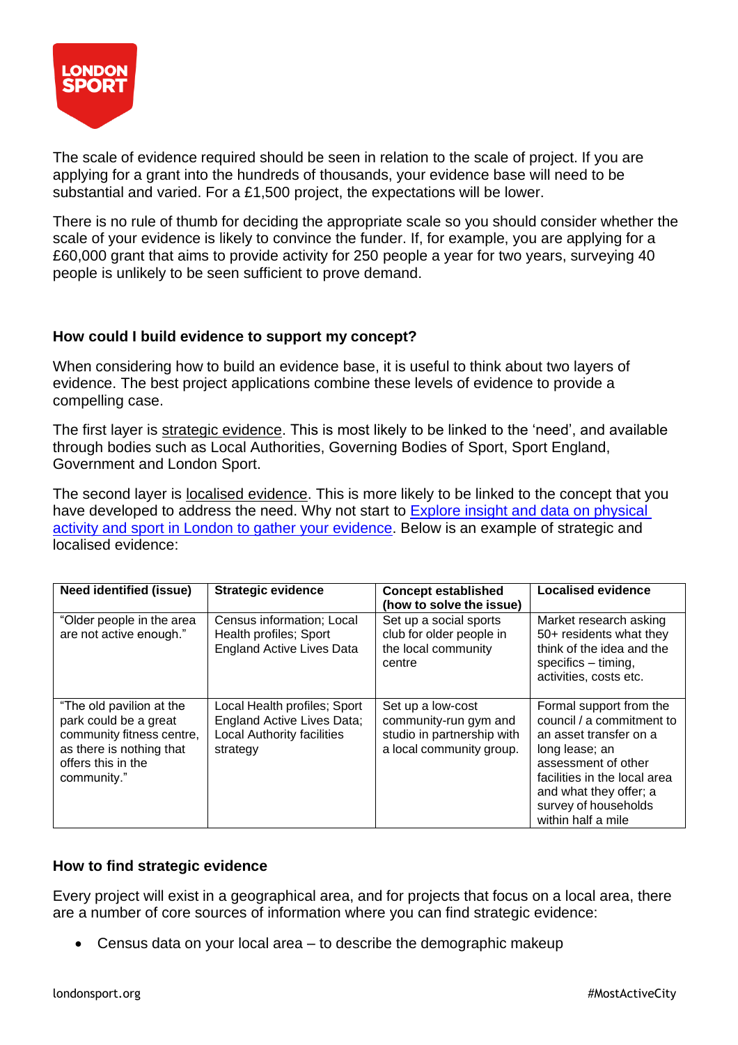The scale of evidence required should be seen in relation to the scale of project. If you are applying for a grant into the hundreds of thousands, your evidence base will need to be substantial and varied. For a £1,500 project, the expectations will be lower.

There is no rule of thumb for deciding the appropriate scale so you should consider whether the scale of your evidence is likely to convince the funder. If, for example, you are applying for a £60,000 grant that aims to provide activity for 250 people a year for two years, surveying 40 people is unlikely to be seen sufficient to prove demand.

### How could I build evidence to support my concept?

When considering how to build an evidence base, it is useful to think about two layers of evidence. The best project applications combine these levels of evidence to provide a compelling case.

The first layer is strategic evidence. This is most likely to be linked to the 'need', and available through bodies such as Local Authorities, Governing Bodies of Sport, Sport England, Government and London Sport.

The second layer is localised evidence. This is more likely to be linked to the concept that you have developed to address the need. Why not start to Explore insight and data on physical activity and sport in London to gather your evidence. Below is an example of strategic and localised evidence:

| Need identified (issue) | Strategic evidence | Concept established (how to solve the issue) | Localised evidence |
|---|---|---|---|
| "Older people in the area are not active enough." | Census information; Local Health profiles; Sport England Active Lives Data | Set up a social sports club for older people in the local community centre | Market research asking 50+ residents what they think of the idea and the specifics – timing, activities, costs etc. |
| "The old pavilion at the park could be a great community fitness centre, as there is nothing that offers this in the community." | Local Health profiles; Sport England Active Lives Data; Local Authority facilities strategy | Set up a low-cost community-run gym and studio in partnership with a local community group. | Formal support from the council / a commitment to an asset transfer on a long lease; an assessment of other facilities in the local area and what they offer; a survey of households within half a mile |

### How to find strategic evidence

Every project will exist in a geographical area, and for projects that focus on a local area, there are a number of core sources of information where you can find strategic evidence:

- Census data on your local area – to describe the demographic makeup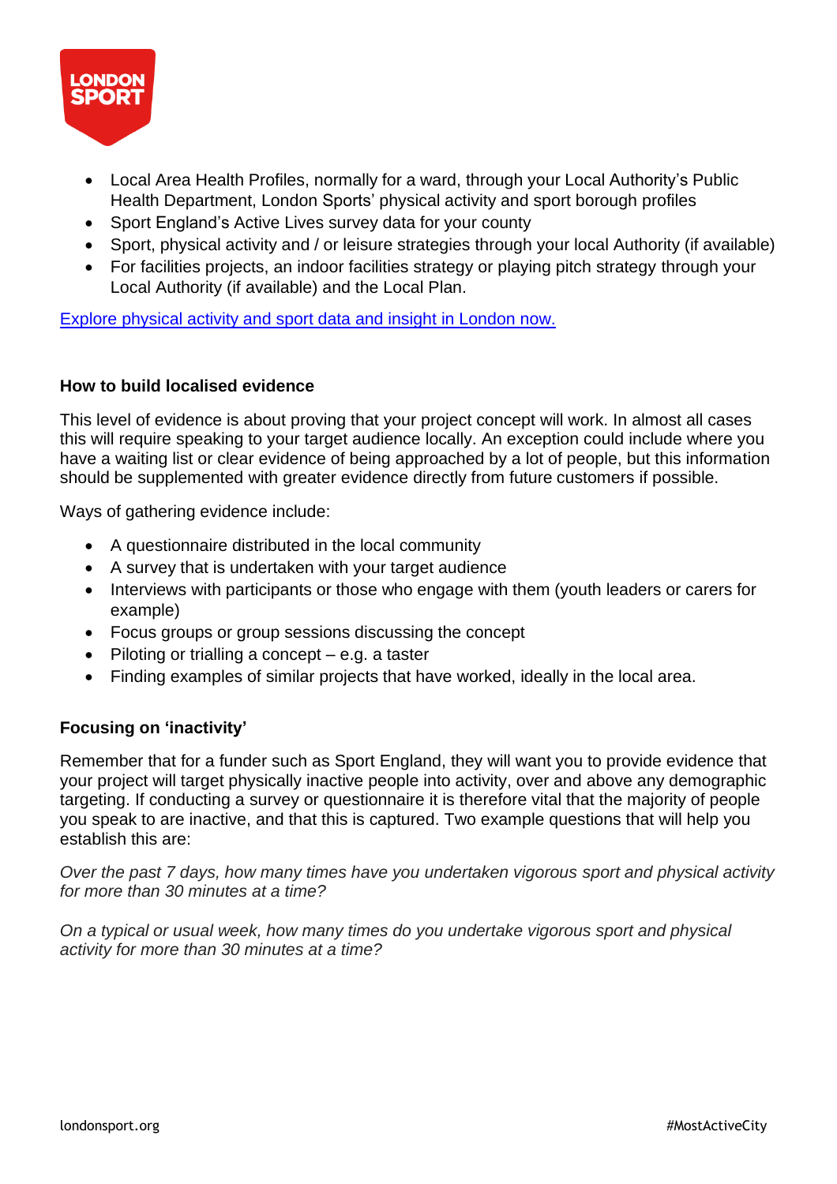- Local Area Health Profiles, normally for a ward, through your Local Authority's Public Health Department, London Sports' physical activity and sport borough profiles
- Sport England's Active Lives survey data for your county
- Sport, physical activity and / or leisure strategies through your local Authority (if available)
- For facilities projects, an indoor facilities strategy or playing pitch strategy through your Local Authority (if available) and the Local Plan.

Explore physical activity and sport data and insight in London now.

**How to build localised evidence**

This level of evidence is about proving that your project concept will work. In almost all cases this will require speaking to your target audience locally. An exception could include where you have a waiting list or clear evidence of being approached by a lot of people, but this information should be supplemented with greater evidence directly from future customers if possible.

Ways of gathering evidence include:

- A questionnaire distributed in the local community
- A survey that is undertaken with your target audience
- Interviews with participants or those who engage with them (youth leaders or carers for example)
- Focus groups or group sessions discussing the concept
- Piloting or trialling a concept – e.g. a taster
- Finding examples of similar projects that have worked, ideally in the local area.

**Focusing on 'inactivity'**

Remember that for a funder such as Sport England, they will want you to provide evidence that your project will target physically inactive people into activity, over and above any demographic targeting. If conducting a survey or questionnaire it is therefore vital that the majority of people you speak to are inactive, and that this is captured. Two example questions that will help you establish this are:

*Over the past 7 days, how many times have you undertaken vigorous sport and physical activity for more than 30 minutes at a time?*

*On a typical or usual week, how many times do you undertake vigorous sport and physical activity for more than 30 minutes at a time?*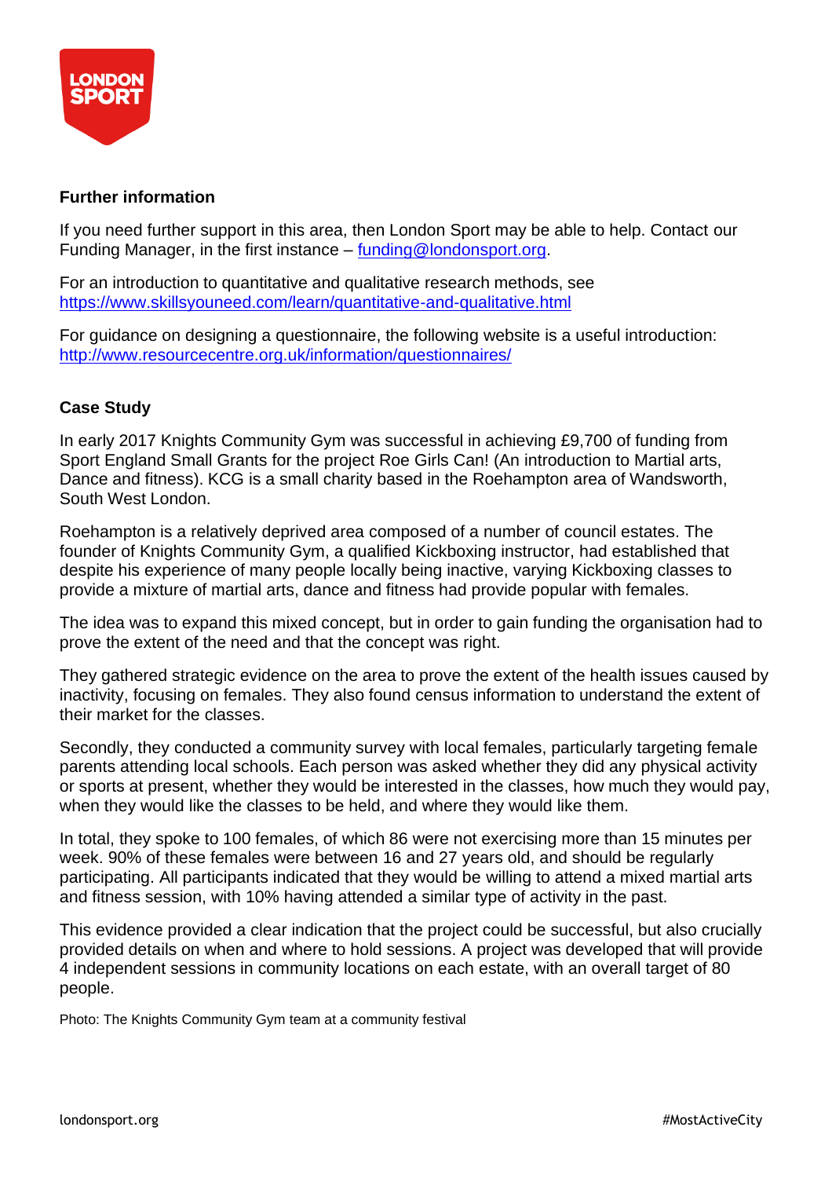### Further information

If you need further support in this area, then London Sport may be able to help. Contact our Funding Manager, in the first instance – [funding@londonsport.org](mailto:funding@londonsport.org).

For an introduction to quantitative and qualitative research methods, see [https://www.skillsyouneed.com/learn/quantitative-and-qualitative.html](https://www.skillsyouneed.com/learn/quantitative-and-qualitative.html)

For guidance on designing a questionnaire, the following website is a useful introduction: [http://www.resourcecentre.org.uk/information/questionnaires/](http://www.resourcecentre.org.uk/information/questionnaires/)

### Case Study

In early 2017 Knights Community Gym was successful in achieving £9,700 of funding from Sport England Small Grants for the project Roe Girls Can! (An introduction to Martial arts, Dance and fitness). KCG is a small charity based in the Roehampton area of Wandsworth, South West London.

Roehampton is a relatively deprived area composed of a number of council estates. The founder of Knights Community Gym, a qualified Kickboxing instructor, had established that despite his experience of many people locally being inactive, varying Kickboxing classes to provide a mixture of martial arts, dance and fitness had provide popular with females.

The idea was to expand this mixed concept, but in order to gain funding the organisation had to prove the extent of the need and that the concept was right.

They gathered strategic evidence on the area to prove the extent of the health issues caused by inactivity, focusing on females. They also found census information to understand the extent of their market for the classes.

Secondly, they conducted a community survey with local females, particularly targeting female parents attending local schools. Each person was asked whether they did any physical activity or sports at present, whether they would be interested in the classes, how much they would pay, when they would like the classes to be held, and where they would like them.

In total, they spoke to 100 females, of which 86 were not exercising more than 15 minutes per week. 90% of these females were between 16 and 27 years old, and should be regularly participating. All participants indicated that they would be willing to attend a mixed martial arts and fitness session, with 10% having attended a similar type of activity in the past.

This evidence provided a clear indication that the project could be successful, but also crucially provided details on when and where to hold sessions. A project was developed that will provide 4 independent sessions in community locations on each estate, with an overall target of 80 people.

Photo: The Knights Community Gym team at a community festival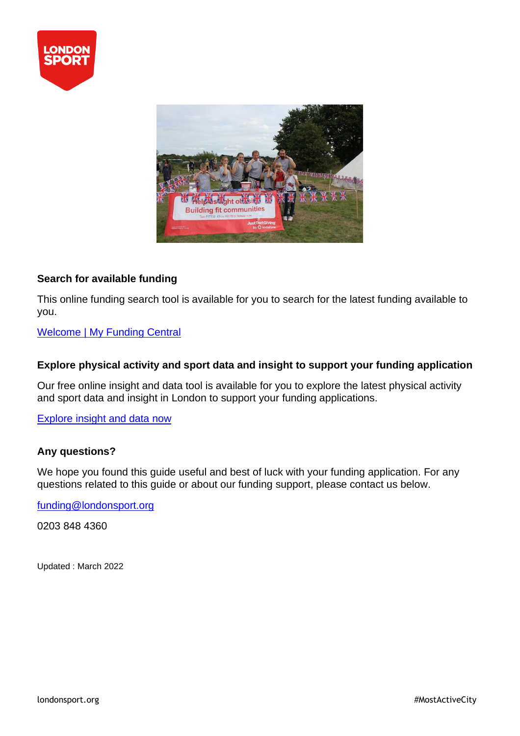### Search for available funding

This online funding search tool is available for you to search for the latest funding available to you.

[Welcome | My Funding Central]

### Explore physical activity and sport data and insight to support your funding application

Our free online insight and data tool is available for you to explore the latest physical activity and sport data and insight in London to support your funding applications.

[Explore insight and data now]

### Any questions?

We hope you found this guide useful and best of luck with your funding application. For any questions related to this guide or about our funding support, please contact us below.

funding@londonsport.org

0203 848 4360

Updated : March 2022